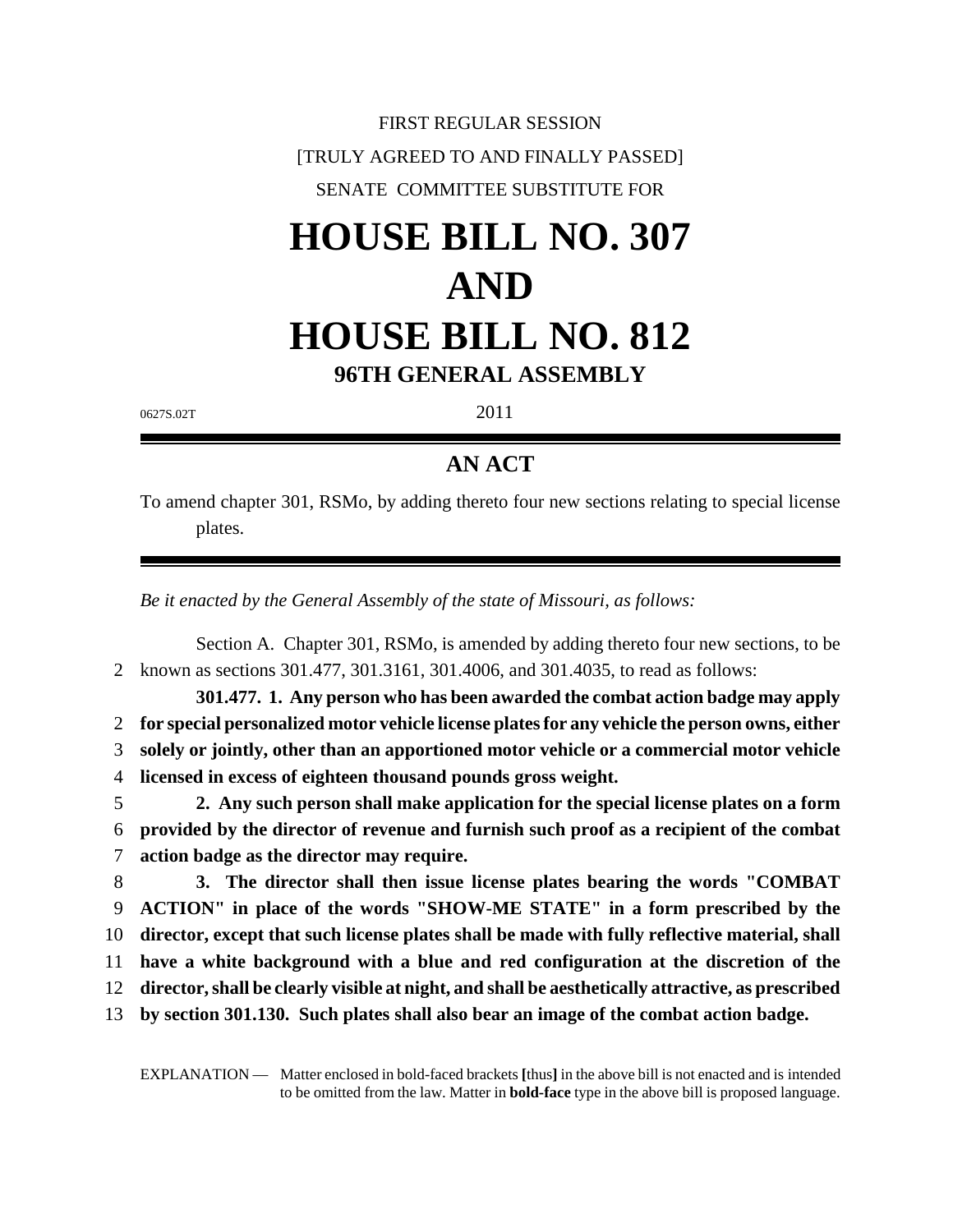FIRST REGULAR SESSION

[TRULY AGREED TO AND FINALLY PASSED]

SENATE COMMITTEE SUBSTITUTE FOR

# HOUSE BILL NO. 307 AND HOUSE BILL NO. 812

## 96TH GENERAL ASSEMBLY

0627S.02T 2011

## AN ACT

To amend chapter 301, RSMo, by adding thereto four new sections relating to special license plates.

*Be it enacted by the General Assembly of the state of Missouri, as follows:*

Section A. Chapter 301, RSMo, is amended by adding thereto four new sections, to be known as sections 301.477, 301.3161, 301.4006, and 301.4035, to read as follows:

**301.477. 1. Any person who has been awarded the combat action badge may apply for special personalized motor vehicle license plates for any vehicle the person owns, either solely or jointly, other than an apportioned motor vehicle or a commercial motor vehicle licensed in excess of eighteen thousand pounds gross weight.**

**2. Any such person shall make application for the special license plates on a form provided by the director of revenue and furnish such proof as a recipient of the combat action badge as the director may require.**

**3. The director shall then issue license plates bearing the words "COMBAT ACTION" in place of the words "SHOW-ME STATE" in a form prescribed by the director, except that such license plates shall be made with fully reflective material, shall have a white background with a blue and red configuration at the discretion of the director, shall be clearly visible at night, and shall be aesthetically attractive, as prescribed by section 301.130. Such plates shall also bear an image of the combat action badge.**

EXPLANATION — Matter enclosed in bold-faced brackets **[**thus**]** in the above bill is not enacted and is intended to be omitted from the law. Matter in **bold-face** type in the above bill is proposed language.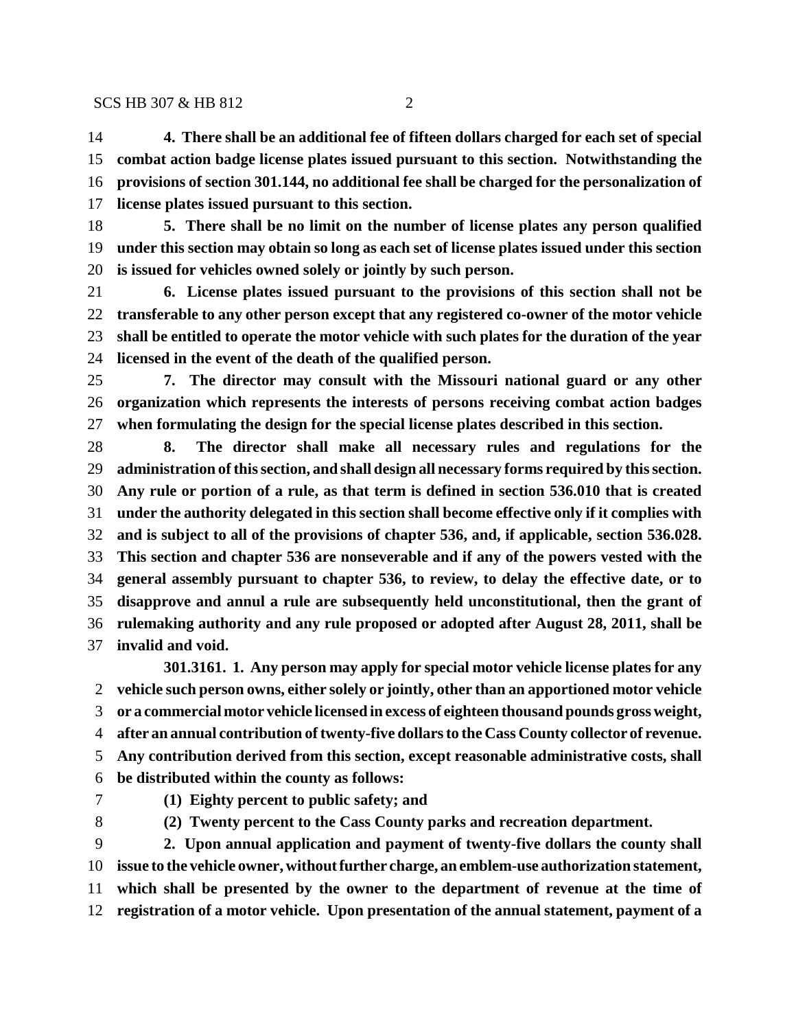**4. There shall be an additional fee of fifteen dollars charged for each set of special combat action badge license plates issued pursuant to this section. Notwithstanding the provisions of section 301.144, no additional fee shall be charged for the personalization of license plates issued pursuant to this section.**

**5. There shall be no limit on the number of license plates any person qualified under this section may obtain so long as each set of license plates issued under this section is issued for vehicles owned solely or jointly by such person.**

**6. License plates issued pursuant to the provisions of this section shall not be transferable to any other person except that any registered co-owner of the motor vehicle shall be entitled to operate the motor vehicle with such plates for the duration of the year licensed in the event of the death of the qualified person.**

**7. The director may consult with the Missouri national guard or any other organization which represents the interests of persons receiving combat action badges when formulating the design for the special license plates described in this section.**

**8. The director shall make all necessary rules and regulations for the administration of this section, and shall design all necessary forms required by this section. Any rule or portion of a rule, as that term is defined in section 536.010 that is created under the authority delegated in this section shall become effective only if it complies with and is subject to all of the provisions of chapter 536, and, if applicable, section 536.028. This section and chapter 536 are nonseverable and if any of the powers vested with the general assembly pursuant to chapter 536, to review, to delay the effective date, or to disapprove and annul a rule are subsequently held unconstitutional, then the grant of rulemaking authority and any rule proposed or adopted after August 28, 2011, shall be invalid and void.**

**301.3161. 1. Any person may apply for special motor vehicle license plates for any vehicle such person owns, either solely or jointly, other than an apportioned motor vehicle or a commercial motor vehicle licensed in excess of eighteen thousand pounds gross weight, after an annual contribution of twenty-five dollars to the Cass County collector of revenue. Any contribution derived from this section, except reasonable administrative costs, shall be distributed within the county as follows:**

**(1) Eighty percent to public safety; and**

**(2) Twenty percent to the Cass County parks and recreation department.**

**2. Upon annual application and payment of twenty-five dollars the county shall issue to the vehicle owner, without further charge, an emblem-use authorization statement, which shall be presented by the owner to the department of revenue at the time of registration of a motor vehicle. Upon presentation of the annual statement, payment of a**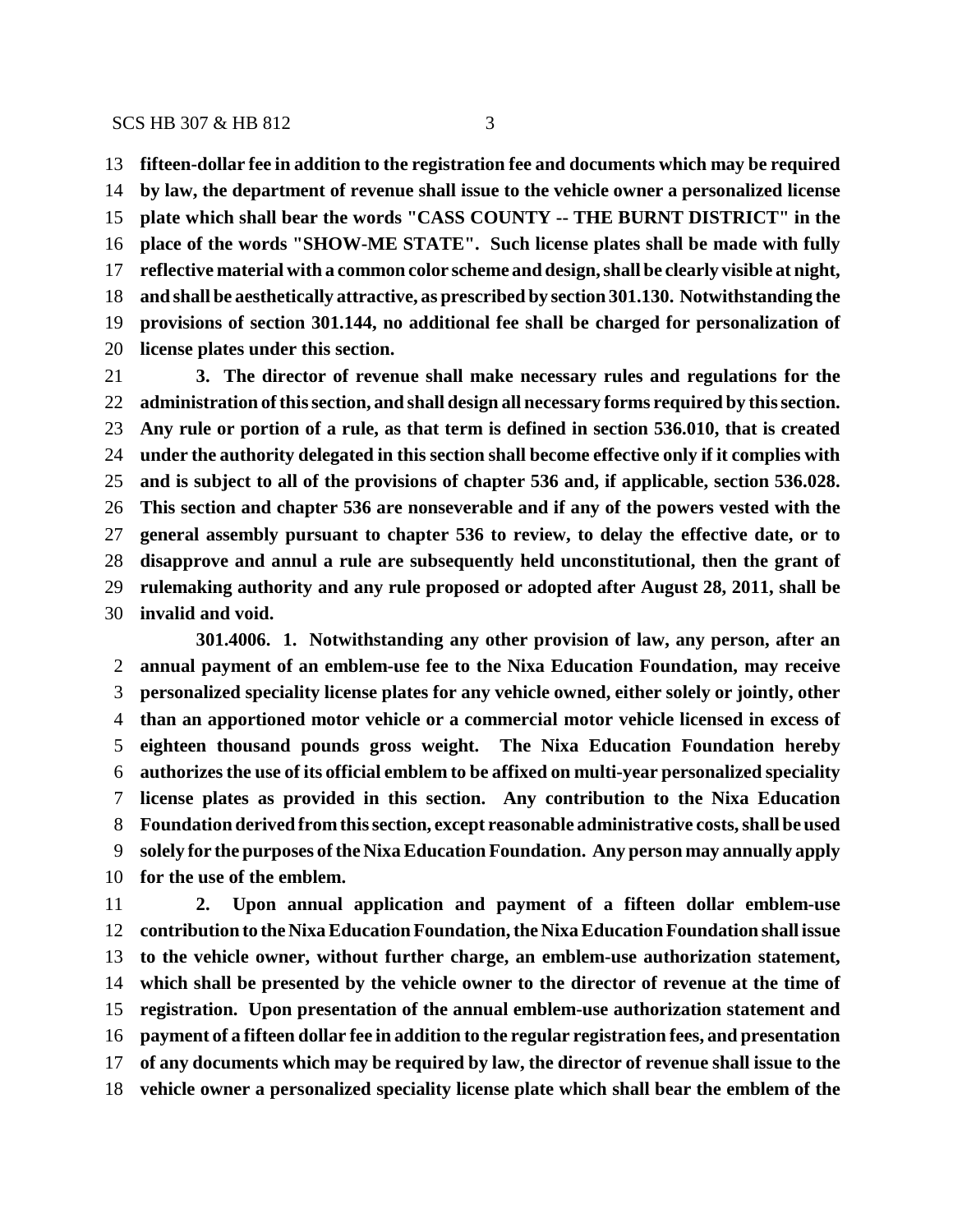**fifteen-dollar fee in addition to the registration fee and documents which may be required by law, the department of revenue shall issue to the vehicle owner a personalized license plate which shall bear the words "CASS COUNTY -- THE BURNT DISTRICT" in the place of the words "SHOW-ME STATE". Such license plates shall be made with fully reflective material with a common color scheme and design, shall be clearly visible at night, and shall be aesthetically attractive, as prescribed by section 301.130. Notwithstanding the provisions of section 301.144, no additional fee shall be charged for personalization of license plates under this section.**

**3. The director of revenue shall make necessary rules and regulations for the administration of this section, and shall design all necessary forms required by this section. Any rule or portion of a rule, as that term is defined in section 536.010, that is created under the authority delegated in this section shall become effective only if it complies with and is subject to all of the provisions of chapter 536 and, if applicable, section 536.028. This section and chapter 536 are nonseverable and if any of the powers vested with the general assembly pursuant to chapter 536 to review, to delay the effective date, or to disapprove and annul a rule are subsequently held unconstitutional, then the grant of rulemaking authority and any rule proposed or adopted after August 28, 2011, shall be invalid and void.**

**301.4006. 1. Notwithstanding any other provision of law, any person, after an annual payment of an emblem-use fee to the Nixa Education Foundation, may receive personalized speciality license plates for any vehicle owned, either solely or jointly, other than an apportioned motor vehicle or a commercial motor vehicle licensed in excess of eighteen thousand pounds gross weight. The Nixa Education Foundation hereby authorizes the use of its official emblem to be affixed on multi-year personalized speciality license plates as provided in this section. Any contribution to the Nixa Education Foundation derived from this section, except reasonable administrative costs, shall be used solely for the purposes of the Nixa Education Foundation. Any person may annually apply for the use of the emblem.**

**2. Upon annual application and payment of a fifteen dollar emblem-use contribution to the Nixa Education Foundation, the Nixa Education Foundation shall issue to the vehicle owner, without further charge, an emblem-use authorization statement, which shall be presented by the vehicle owner to the director of revenue at the time of registration. Upon presentation of the annual emblem-use authorization statement and payment of a fifteen dollar fee in addition to the regular registration fees, and presentation of any documents which may be required by law, the director of revenue shall issue to the vehicle owner a personalized speciality license plate which shall bear the emblem of the**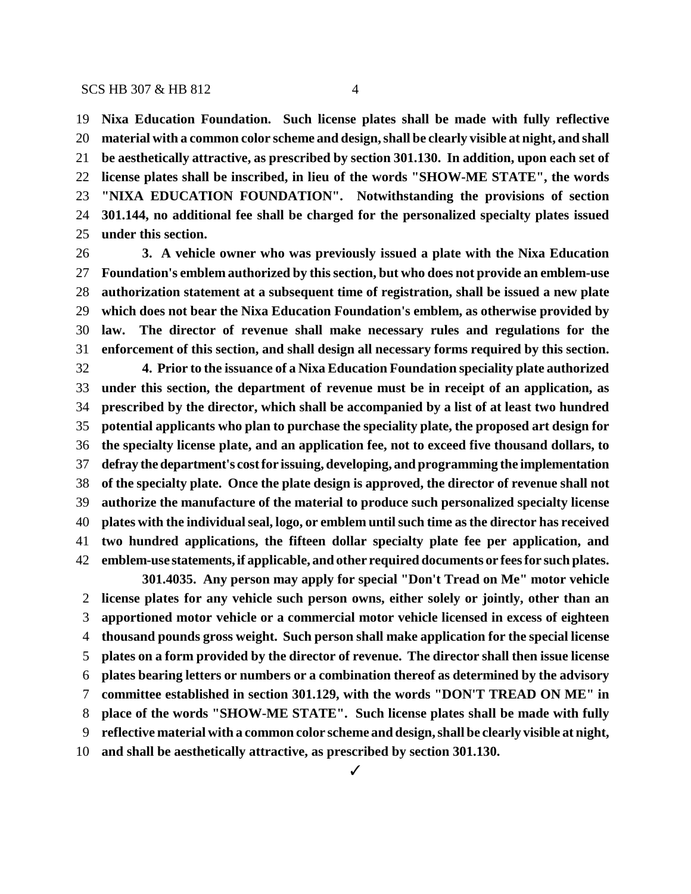**Nixa Education Foundation. Such license plates shall be made with fully reflective material with a common color scheme and design, shall be clearly visible at night, and shall be aesthetically attractive, as prescribed by section 301.130. In addition, upon each set of license plates shall be inscribed, in lieu of the words "SHOW-ME STATE", the words "NIXA EDUCATION FOUNDATION". Notwithstanding the provisions of section 301.144, no additional fee shall be charged for the personalized specialty plates issued under this section.**

**3. A vehicle owner who was previously issued a plate with the Nixa Education Foundation's emblem authorized by this section, but who does not provide an emblem-use authorization statement at a subsequent time of registration, shall be issued a new plate which does not bear the Nixa Education Foundation's emblem, as otherwise provided by law. The director of revenue shall make necessary rules and regulations for the enforcement of this section, and shall design all necessary forms required by this section.**

**4. Prior to the issuance of a Nixa Education Foundation speciality plate authorized under this section, the department of revenue must be in receipt of an application, as prescribed by the director, which shall be accompanied by a list of at least two hundred potential applicants who plan to purchase the speciality plate, the proposed art design for the specialty license plate, and an application fee, not to exceed five thousand dollars, to defray the department's cost for issuing, developing, and programming the implementation of the specialty plate. Once the plate design is approved, the director of revenue shall not authorize the manufacture of the material to produce such personalized specialty license plates with the individual seal, logo, or emblem until such time as the director has received two hundred applications, the fifteen dollar specialty plate fee per application, and emblem-use statements, if applicable, and other required documents or fees for such plates.**

**301.4035. Any person may apply for special "Don't Tread on Me" motor vehicle license plates for any vehicle such person owns, either solely or jointly, other than an apportioned motor vehicle or a commercial motor vehicle licensed in excess of eighteen thousand pounds gross weight. Such person shall make application for the special license plates on a form provided by the director of revenue. The director shall then issue license plates bearing letters or numbers or a combination thereof as determined by the advisory committee established in section 301.129, with the words "DON'T TREAD ON ME" in place of the words "SHOW-ME STATE". Such license plates shall be made with fully reflective material with a common color scheme and design, shall be clearly visible at night, and shall be aesthetically attractive, as prescribed by section 301.130.**

✓